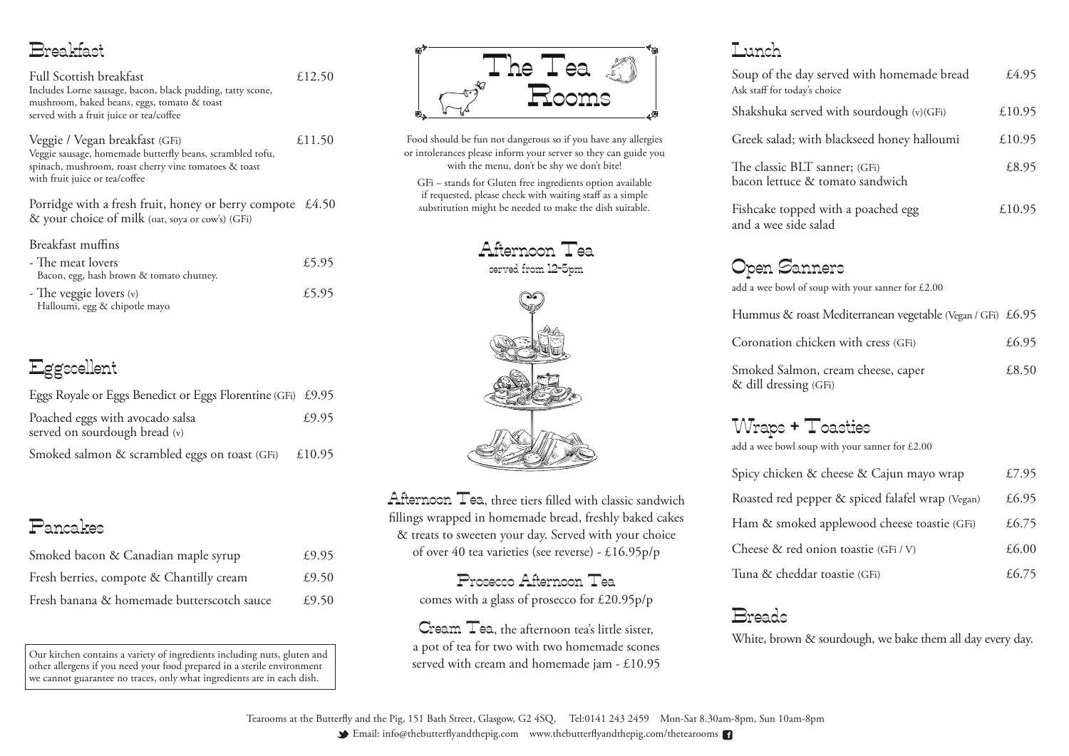## Breakfast

**Full Scottish breakfast** £12.50
Includes Lorne sausage, bacon, black pudding, tatty scone, mushroom, baked beans, eggs, tomato & toast served with a fruit juice or tea/coffee

**Veggie / Vegan breakfast (GFi)** £11.50
Veggie sausage, homemade butterfly beans, scrambled tofu, spinach, mushroom, roast cherry vine tomatoes & toast with fruit juice or tea/coffee

**Porridge with a fresh fruit, honey or berry compote & your choice of milk (oat, soya or cow's) (GFi)** £4.50

**Breakfast muffins**
- The meat lovers £5.95
  Bacon, egg, hash brown & tomato chutney.
- The veggie lovers (v) £5.95
  Halloumi, egg & chipotle mayo

## Eggscellent

| | |
|---|---|
| Eggs Royale or Eggs Benedict or Eggs Florentine (GFi) | £9.95 |
| Poached eggs with avocado salsa served on sourdough bread (v) | £9.95 |
| Smoked salmon & scrambled eggs on toast (GFi) | £10.95 |

## Pancakes

| | |
|---|---|
| Smoked bacon & Canadian maple syrup | £9.95 |
| Fresh berries, compote & Chantilly cream | £9.50 |
| Fresh banana & homemade butterscotch sauce | £9.50 |

Our kitchen contains a variety of ingredients including nuts, gluten and other allergens if you need your food prepared in a sterile environment we cannot guarantee no traces, only what ingredients are in each dish.

# The Tea Rooms

Food should be fun not dangerous so if you have any allergies or intolerances please inform your server so they can guide you with the menu, don't be shy we don't bite!

GFi – stands for Gluten free ingredients option available if requested, please check with waiting staff as a simple substitution might be needed to make the dish suitable.

## Afternoon Tea

served from 12-5pm

**Afternoon Tea**, three tiers filled with classic sandwich fillings wrapped in homemade bread, freshly baked cakes & treats to sweeten your day. Served with your choice of over 40 tea varieties (see reverse) - £16.95p/p

**Prosecco Afternoon Tea**
comes with a glass of prosecco for £20.95p/p

**Cream Tea**, the afternoon tea's little sister, a pot of tea for two with two homemade scones served with cream and homemade jam - £10.95

## Lunch

| | |
|---|---|
| Soup of the day served with homemade bread<br>Ask staff for today's choice | £4.95 |
| Shakshuka served with sourdough (v)(GFi) | £10.95 |
| Greek salad; with blackseed honey halloumi | £10.95 |
| The classic BLT sanner; (GFi)<br>bacon lettuce & tomato sandwich | £8.95 |
| Fishcake topped with a poached egg and a wee side salad | £10.95 |

## Open Sanners

add a wee bowl of soup with your sanner for £2.00

| | |
|---|---|
| Hummus & roast Mediterranean vegetable (Vegan / GFi) | £6.95 |
| Coronation chicken with cress (GFi) | £6.95 |
| Smoked Salmon, cream cheese, caper & dill dressing (GFi) | £8.50 |

## Wraps + Toasties

add a wee bowl soup with your sanner for £2.00

| | |
|---|---|
| Spicy chicken & cheese & Cajun mayo wrap | £7.95 |
| Roasted red pepper & spiced falafel wrap (Vegan) | £6.95 |
| Ham & smoked applewood cheese toastie (GFi) | £6.75 |
| Cheese & red onion toastie (GFi / V) | £6.00 |
| Tuna & cheddar toastie (GFi) | £6.75 |

## Breads

White, brown & sourdough, we bake them all day every day.

Tearooms at the Butterfly and the Pig, 151 Bath Street, Glasgow, G2 4SQ, Tel:0141 243 2459 Mon-Sat 8.30am-8pm, Sun 10am-8pm
Email: info@thebutterflyandthepig.com www.thebutterflyandthepig.com/thetearooms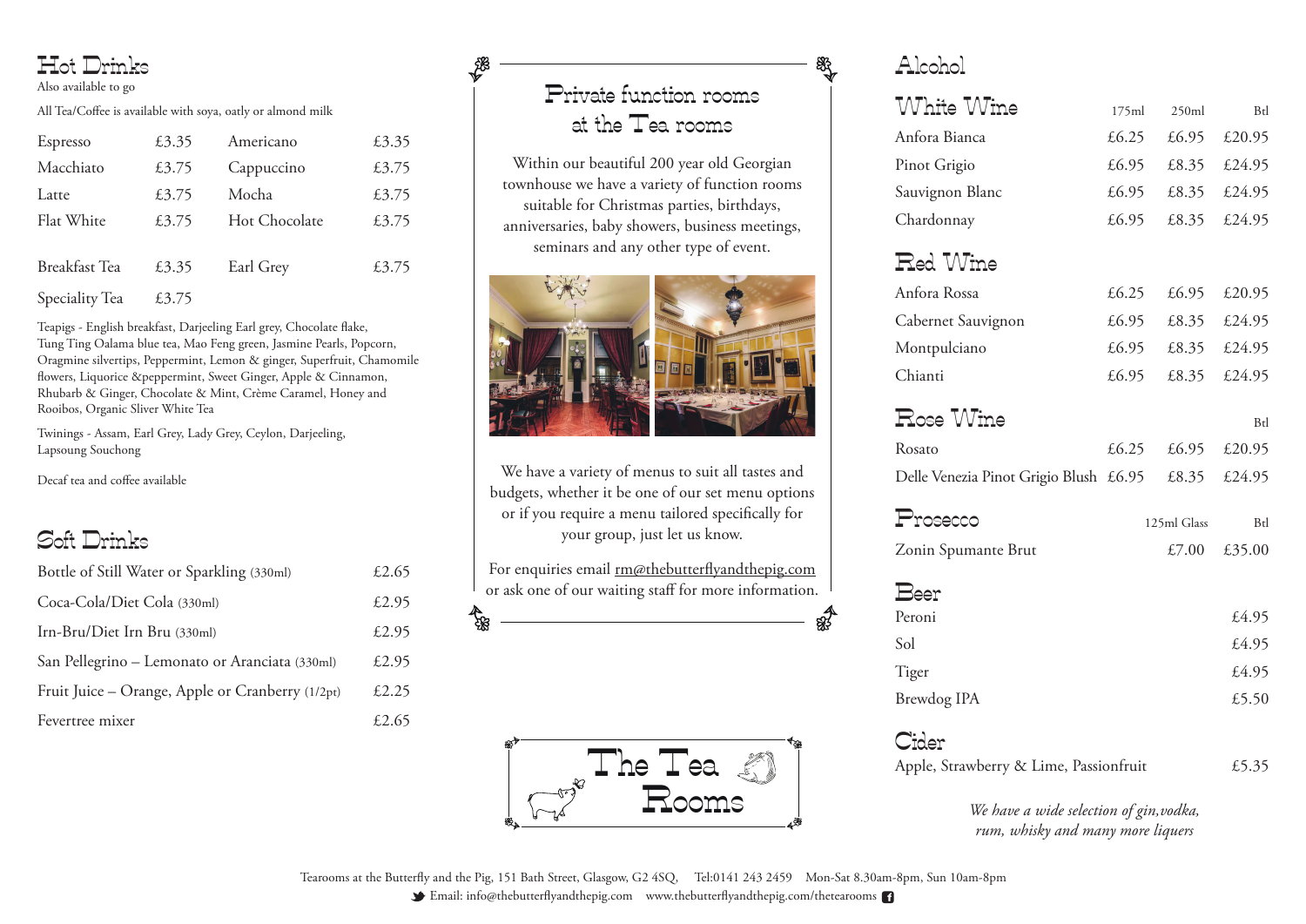# Hot Drinks

Also available to go

All Tea/Coffee is available with soya, oatly or almond milk

| | | | |
|---|---|---|---|
| Espresso | £3.35 | Americano | £3.35 |
| Macchiato | £3.75 | Cappuccino | £3.75 |
| Latte | £3.75 | Mocha | £3.75 |
| Flat White | £3.75 | Hot Chocolate | £3.75 |
| Breakfast Tea | £3.35 | Earl Grey | £3.75 |
| Speciality Tea | £3.75 | | |

Teapigs - English breakfast, Darjeeling Earl grey, Chocolate flake, Tung Ting Oalama blue tea, Mao Feng green, Jasmine Pearls, Popcorn, Oragmine silvertips, Peppermint, Lemon & ginger, Superfruit, Chamomile flowers, Liquorice &peppermint, Sweet Ginger, Apple & Cinnamon, Rhubarb & Ginger, Chocolate & Mint, Crème Caramel, Honey and Rooibos, Organic Sliver White Tea

Twinings - Assam, Earl Grey, Lady Grey, Ceylon, Darjeeling, Lapsoung Souchong

Decaf tea and coffee available

# Soft Drinks

| | |
|---|---|
| Bottle of Still Water or Sparkling (330ml) | £2.65 |
| Coca-Cola/Diet Cola (330ml) | £2.95 |
| Irn-Bru/Diet Irn Bru (330ml) | £2.95 |
| San Pellegrino – Lemonato or Aranciata (330ml) | £2.95 |
| Fruit Juice – Orange, Apple or Cranberry (1/2pt) | £2.25 |
| Fevertree mixer | £2.65 |

## Private function rooms at the Tea rooms

Within our beautiful 200 year old Georgian townhouse we have a variety of function rooms suitable for Christmas parties, birthdays, anniversaries, baby showers, business meetings, seminars and any other type of event.

We have a variety of menus to suit all tastes and budgets, whether it be one of our set menu options or if you require a menu tailored specifically for your group, just let us know.

For enquiries email rm@thebutterflyandthepig.com or ask one of our waiting staff for more information.

The Tea Rooms

# Alcohol

## White Wine

| | 175ml | 250ml | Btl |
|---|---|---|---|
| Anfora Bianca | £6.25 | £6.95 | £20.95 |
| Pinot Grigio | £6.95 | £8.35 | £24.95 |
| Sauvignon Blanc | £6.95 | £8.35 | £24.95 |
| Chardonnay | £6.95 | £8.35 | £24.95 |

## Red Wine

| | | | |
|---|---|---|---|
| Anfora Rossa | £6.25 | £6.95 | £20.95 |
| Cabernet Sauvignon | £6.95 | £8.35 | £24.95 |
| Montpulciano | £6.95 | £8.35 | £24.95 |
| Chianti | £6.95 | £8.35 | £24.95 |

## Rose Wine

| | | | Btl |
|---|---|---|---|
| Rosato | £6.25 | £6.95 | £20.95 |
| Delle Venezia Pinot Grigio Blush | £6.95 | £8.35 | £24.95 |

## Prosecco

| | 125ml Glass | Btl |
|---|---|---|
| Zonin Spumante Brut | £7.00 | £35.00 |

## Beer

| | |
|---|---|
| Peroni | £4.95 |
| Sol | £4.95 |
| Tiger | £4.95 |
| Brewdog IPA | £5.50 |

## Cider

| | |
|---|---|
| Apple, Strawberry & Lime, Passionfruit | £5.35 |

*We have a wide selection of gin,vodka, rum, whisky and many more liquers*

Tearooms at the Butterfly and the Pig, 151 Bath Street, Glasgow, G2 4SQ, Tel:0141 243 2459 Mon-Sat 8.30am-8pm, Sun 10am-8pm

Email: info@thebutterflyandthepig.com www.thebutterflyandthepig.com/thetearooms